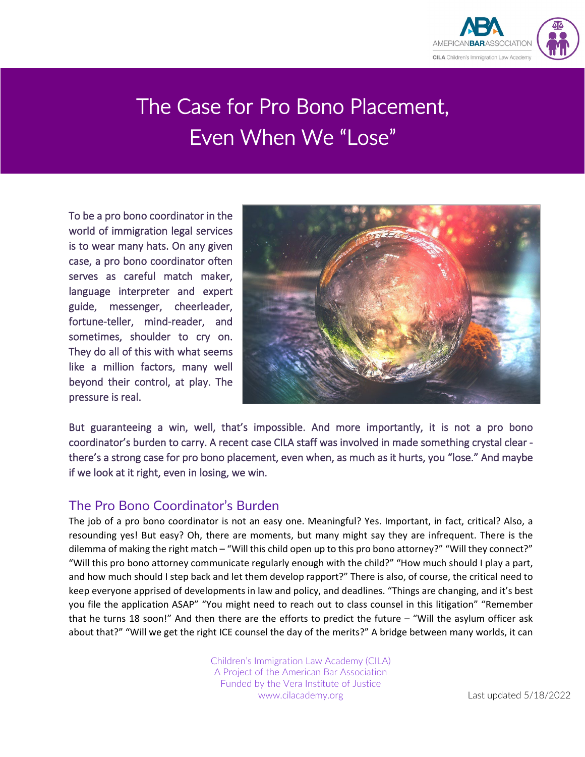# The Case for Pro Bono Placement, Even When We "Lose"

To be a pro bono coordinator in the world of immigration legal services is to wear many hats. On any given case, a pro bono coordinator often serves as careful match maker, language interpreter and expert guide, messenger, cheerleader, fortune-teller, mind-reader, and sometimes, shoulder to cry on. They do all of this with what seems like a million factors, many well beyond their control, at play. The pressure is real.

But guaranteeing a win, well, that's impossible. And more importantly, it is not a pro bono coordinator's burden to carry. A recent case CILA staff was involved in made something crystal clear - there's a strong case for pro bono placement, even when, as much as it hurts, you "lose." And maybe if we look at it right, even in losing, we win.

## The Pro Bono Coordinator's Burden

The job of a pro bono coordinator is not an easy one. Meaningful? Yes. Important, in fact, critical? Also, a resounding yes! But easy? Oh, there are moments, but many might say they are infrequent. There is the dilemma of making the right match – "Will this child open up to this pro bono attorney?" "Will they connect?" "Will this pro bono attorney communicate regularly enough with the child?" "How much should I play a part, and how much should I step back and let them develop rapport?" There is also, of course, the critical need to keep everyone apprised of developments in law and policy, and deadlines. "Things are changing, and it's best you file the application ASAP" "You might need to reach out to class counsel in this litigation" "Remember that he turns 18 soon!" And then there are the efforts to predict the future – "Will the asylum officer ask about that?" "Will we get the right ICE counsel the day of the merits?" A bridge between many worlds, it can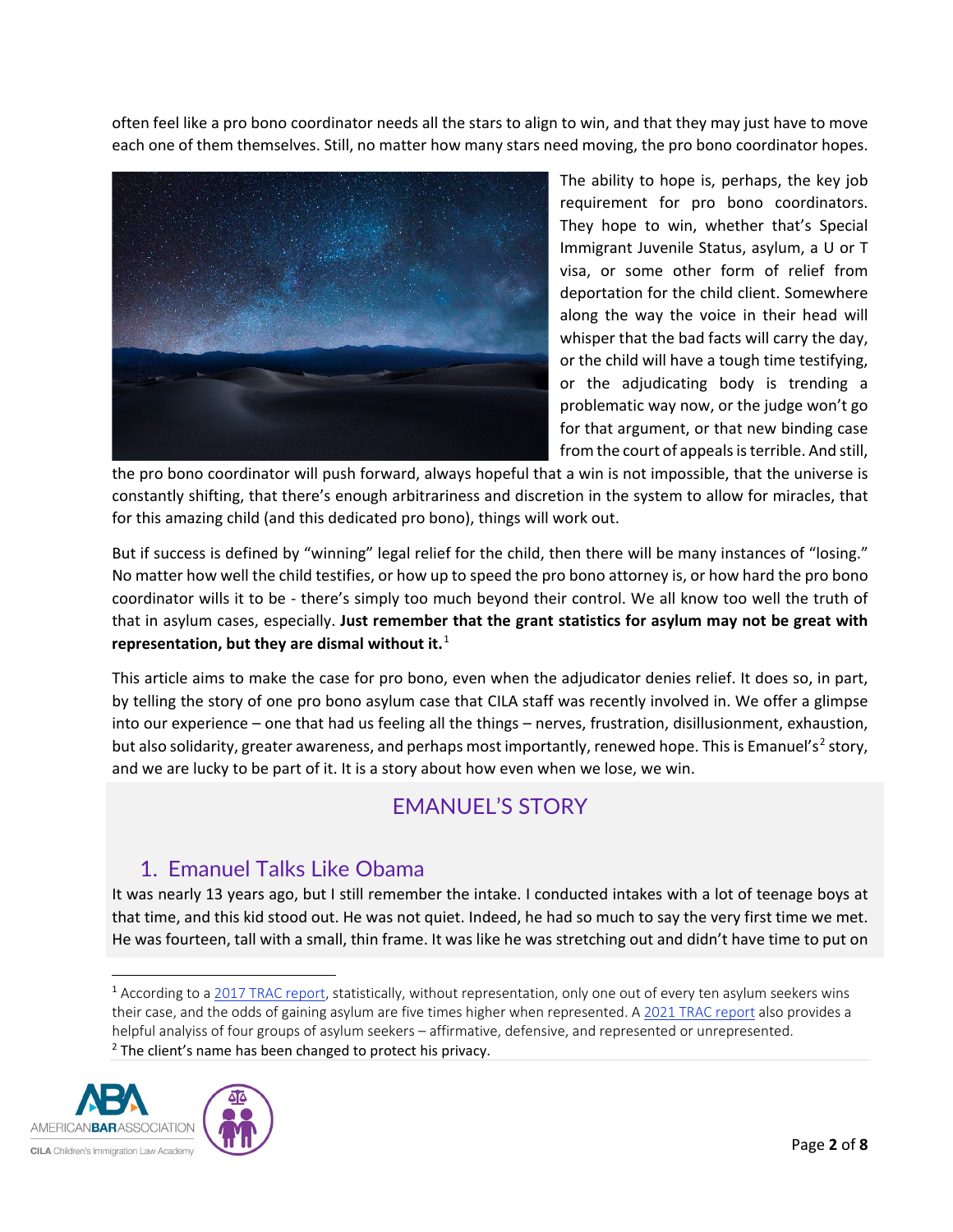often feel like a pro bono coordinator needs all the stars to align to win, and that they may just have to move each one of them themselves. Still, no matter how many stars need moving, the pro bono coordinator hopes.

The ability to hope is, perhaps, the key job requirement for pro bono coordinators. They hope to win, whether that's Special Immigrant Juvenile Status, asylum, a U or T visa, or some other form of relief from deportation for the child client. Somewhere along the way the voice in their head will whisper that the bad facts will carry the day, or the child will have a tough time testifying, or the adjudicating body is trending a problematic way now, or the judge won't go for that argument, or that new binding case from the court of appeals is terrible. And still, the pro bono coordinator will push forward, always hopeful that a win is not impossible, that the universe is constantly shifting, that there's enough arbitrariness and discretion in the system to allow for miracles, that for this amazing child (and this dedicated pro bono), things will work out.

But if success is defined by "winning" legal relief for the child, then there will be many instances of "losing." No matter how well the child testifies, or how up to speed the pro bono attorney is, or how hard the pro bono coordinator wills it to be - there's simply too much beyond their control. We all know too well the truth of that in asylum cases, especially. **Just remember that the grant statistics for asylum may not be great with representation, but they are dismal without it.**[1]

This article aims to make the case for pro bono, even when the adjudicator denies relief. It does so, in part, by telling the story of one pro bono asylum case that CILA staff was recently involved in. We offer a glimpse into our experience – one that had us feeling all the things – nerves, frustration, disillusionment, exhaustion, but also solidarity, greater awareness, and perhaps most importantly, renewed hope. This is Emanuel's[2] story, and we are lucky to be part of it. It is a story about how even when we lose, we win.

## EMANUEL'S STORY

### 1. Emanuel Talks Like Obama

It was nearly 13 years ago, but I still remember the intake. I conducted intakes with a lot of teenage boys at that time, and this kid stood out. He was not quiet. Indeed, he had so much to say the very first time we met. He was fourteen, tall with a small, thin frame. It was like he was stretching out and didn't have time to put on

---

[1] According to a 2017 TRAC report, statistically, without representation, only one out of every ten asylum seekers wins their case, and the odds of gaining asylum are five times higher when represented. A 2021 TRAC report also provides a helpful analyiss of four groups of asylum seekers – affirmative, defensive, and represented or unrepresented.

[2] The client's name has been changed to protect his privacy.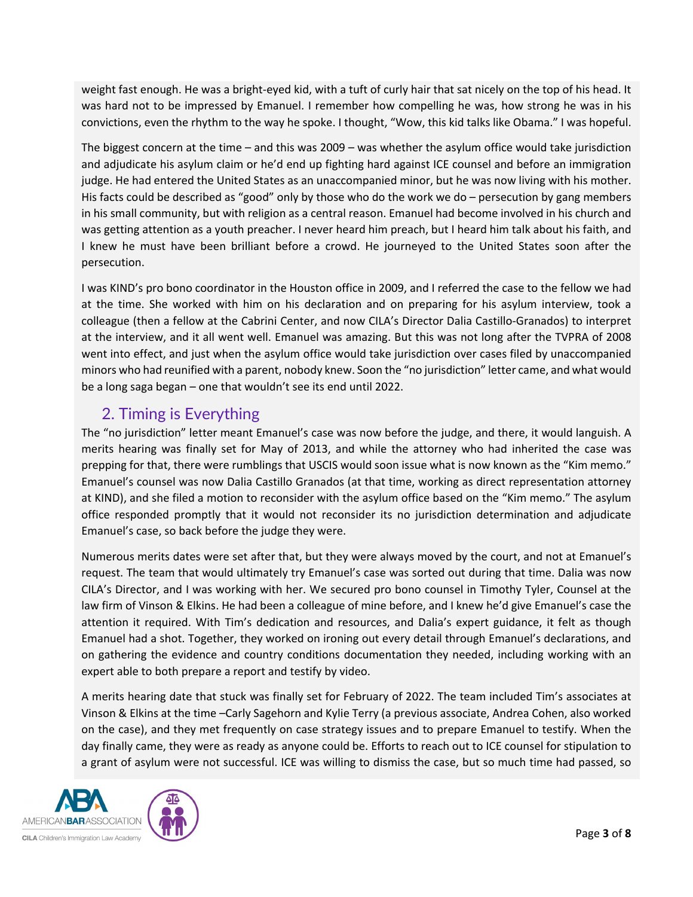weight fast enough. He was a bright-eyed kid, with a tuft of curly hair that sat nicely on the top of his head. It was hard not to be impressed by Emanuel. I remember how compelling he was, how strong he was in his convictions, even the rhythm to the way he spoke. I thought, "Wow, this kid talks like Obama." I was hopeful.

The biggest concern at the time – and this was 2009 – was whether the asylum office would take jurisdiction and adjudicate his asylum claim or he'd end up fighting hard against ICE counsel and before an immigration judge. He had entered the United States as an unaccompanied minor, but he was now living with his mother. His facts could be described as "good" only by those who do the work we do – persecution by gang members in his small community, but with religion as a central reason. Emanuel had become involved in his church and was getting attention as a youth preacher. I never heard him preach, but I heard him talk about his faith, and I knew he must have been brilliant before a crowd. He journeyed to the United States soon after the persecution.

I was KIND's pro bono coordinator in the Houston office in 2009, and I referred the case to the fellow we had at the time. She worked with him on his declaration and on preparing for his asylum interview, took a colleague (then a fellow at the Cabrini Center, and now CILA's Director Dalia Castillo-Granados) to interpret at the interview, and it all went well. Emanuel was amazing. But this was not long after the TVPRA of 2008 went into effect, and just when the asylum office would take jurisdiction over cases filed by unaccompanied minors who had reunified with a parent, nobody knew. Soon the "no jurisdiction" letter came, and what would be a long saga began – one that wouldn't see its end until 2022.

## 2. Timing is Everything

The "no jurisdiction" letter meant Emanuel's case was now before the judge, and there, it would languish. A merits hearing was finally set for May of 2013, and while the attorney who had inherited the case was prepping for that, there were rumblings that USCIS would soon issue what is now known as the "Kim memo." Emanuel's counsel was now Dalia Castillo Granados (at that time, working as direct representation attorney at KIND), and she filed a motion to reconsider with the asylum office based on the "Kim memo." The asylum office responded promptly that it would not reconsider its no jurisdiction determination and adjudicate Emanuel's case, so back before the judge they were.

Numerous merits dates were set after that, but they were always moved by the court, and not at Emanuel's request. The team that would ultimately try Emanuel's case was sorted out during that time. Dalia was now CILA's Director, and I was working with her. We secured pro bono counsel in Timothy Tyler, Counsel at the law firm of Vinson & Elkins. He had been a colleague of mine before, and I knew he'd give Emanuel's case the attention it required. With Tim's dedication and resources, and Dalia's expert guidance, it felt as though Emanuel had a shot. Together, they worked on ironing out every detail through Emanuel's declarations, and on gathering the evidence and country conditions documentation they needed, including working with an expert able to both prepare a report and testify by video.

A merits hearing date that stuck was finally set for February of 2022. The team included Tim's associates at Vinson & Elkins at the time –Carly Sagehorn and Kylie Terry (a previous associate, Andrea Cohen, also worked on the case), and they met frequently on case strategy issues and to prepare Emanuel to testify. When the day finally came, they were as ready as anyone could be. Efforts to reach out to ICE counsel for stipulation to a grant of asylum were not successful. ICE was willing to dismiss the case, but so much time had passed, so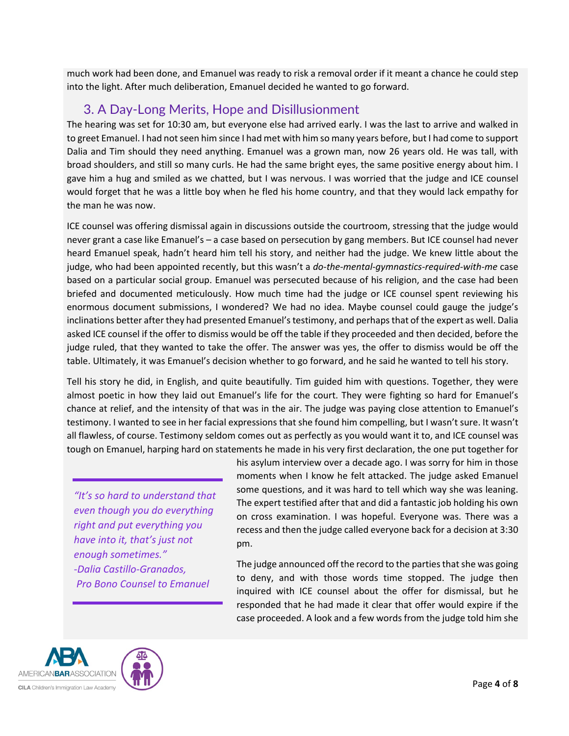much work had been done, and Emanuel was ready to risk a removal order if it meant a chance he could step into the light. After much deliberation, Emanuel decided he wanted to go forward.

## 3. A Day-Long Merits, Hope and Disillusionment

The hearing was set for 10:30 am, but everyone else had arrived early. I was the last to arrive and walked in to greet Emanuel. I had not seen him since I had met with him so many years before, but I had come to support Dalia and Tim should they need anything. Emanuel was a grown man, now 26 years old. He was tall, with broad shoulders, and still so many curls. He had the same bright eyes, the same positive energy about him. I gave him a hug and smiled as we chatted, but I was nervous. I was worried that the judge and ICE counsel would forget that he was a little boy when he fled his home country, and that they would lack empathy for the man he was now.

ICE counsel was offering dismissal again in discussions outside the courtroom, stressing that the judge would never grant a case like Emanuel's – a case based on persecution by gang members. But ICE counsel had never heard Emanuel speak, hadn't heard him tell his story, and neither had the judge. We knew little about the judge, who had been appointed recently, but this wasn't a *do-the-mental-gymnastics-required-with-me* case based on a particular social group. Emanuel was persecuted because of his religion, and the case had been briefed and documented meticulously. How much time had the judge or ICE counsel spent reviewing his enormous document submissions, I wondered? We had no idea. Maybe counsel could gauge the judge's inclinations better after they had presented Emanuel's testimony, and perhaps that of the expert as well. Dalia asked ICE counsel if the offer to dismiss would be off the table if they proceeded and then decided, before the judge ruled, that they wanted to take the offer. The answer was yes, the offer to dismiss would be off the table. Ultimately, it was Emanuel's decision whether to go forward, and he said he wanted to tell his story.

Tell his story he did, in English, and quite beautifully. Tim guided him with questions. Together, they were almost poetic in how they laid out Emanuel's life for the court. They were fighting so hard for Emanuel's chance at relief, and the intensity of that was in the air. The judge was paying close attention to Emanuel's testimony. I wanted to see in her facial expressions that she found him compelling, but I wasn't sure. It wasn't all flawless, of course. Testimony seldom comes out as perfectly as you would want it to, and ICE counsel was tough on Emanuel, harping hard on statements he made in his very first declaration, the one put together for his asylum interview over a decade ago. I was sorry for him in those moments when I know he felt attacked. The judge asked Emanuel some questions, and it was hard to tell which way she was leaning. The expert testified after that and did a fantastic job holding his own on cross examination. I was hopeful. Everyone was. There was a recess and then the judge called everyone back for a decision at 3:30 pm.

> *"It's so hard to understand that even though you do everything right and put everything you have into it, that's just not enough sometimes."*
> *-Dalia Castillo-Granados, Pro Bono Counsel to Emanuel*

The judge announced off the record to the parties that she was going to deny, and with those words time stopped. The judge then inquired with ICE counsel about the offer for dismissal, but he responded that he had made it clear that offer would expire if the case proceeded. A look and a few words from the judge told him she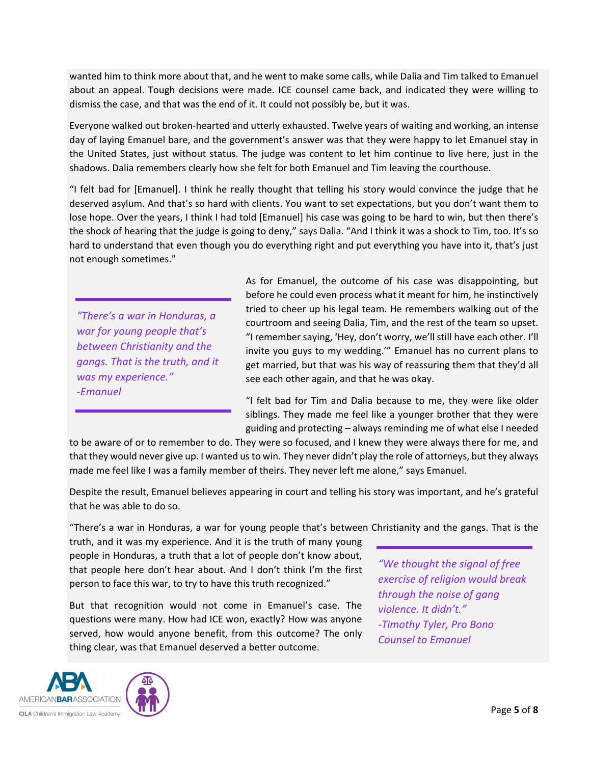wanted him to think more about that, and he went to make some calls, while Dalia and Tim talked to Emanuel about an appeal. Tough decisions were made. ICE counsel came back, and indicated they were willing to dismiss the case, and that was the end of it. It could not possibly be, but it was.

Everyone walked out broken-hearted and utterly exhausted. Twelve years of waiting and working, an intense day of laying Emanuel bare, and the government's answer was that they were happy to let Emanuel stay in the United States, just without status. The judge was content to let him continue to live here, just in the shadows. Dalia remembers clearly how she felt for both Emanuel and Tim leaving the courthouse.

"I felt bad for [Emanuel]. I think he really thought that telling his story would convince the judge that he deserved asylum. And that's so hard with clients. You want to set expectations, but you don't want them to lose hope. Over the years, I think I had told [Emanuel] his case was going to be hard to win, but then there's the shock of hearing that the judge is going to deny," says Dalia. "And I think it was a shock to Tim, too. It's so hard to understand that even though you do everything right and put everything you have into it, that's just not enough sometimes."

> *"There's a war in Honduras, a war for young people that's between Christianity and the gangs. That is the truth, and it was my experience."*
> *-Emanuel*

As for Emanuel, the outcome of his case was disappointing, but before he could even process what it meant for him, he instinctively tried to cheer up his legal team. He remembers walking out of the courtroom and seeing Dalia, Tim, and the rest of the team so upset. "I remember saying, 'Hey, don't worry, we'll still have each other. I'll invite you guys to my wedding.'" Emanuel has no current plans to get married, but that was his way of reassuring them that they'd all see each other again, and that he was okay.

"I felt bad for Tim and Dalia because to me, they were like older siblings. They made me feel like a younger brother that they were guiding and protecting – always reminding me of what else I needed to be aware of or to remember to do. They were so focused, and I knew they were always there for me, and that they would never give up. I wanted us to win. They never didn't play the role of attorneys, but they always made me feel like I was a family member of theirs. They never left me alone," says Emanuel.

Despite the result, Emanuel believes appearing in court and telling his story was important, and he's grateful that he was able to do so.

"There's a war in Honduras, a war for young people that's between Christianity and the gangs. That is the truth, and it was my experience. And it is the truth of many young people in Honduras, a truth that a lot of people don't know about, that people here don't hear about. And I don't think I'm the first person to face this war, to try to have this truth recognized."

> *"We thought the signal of free exercise of religion would break through the noise of gang violence. It didn't."*
> *-Timothy Tyler, Pro Bono Counsel to Emanuel*

But that recognition would not come in Emanuel's case. The questions were many. How had ICE won, exactly? How was anyone served, how would anyone benefit, from this outcome? The only thing clear, was that Emanuel deserved a better outcome.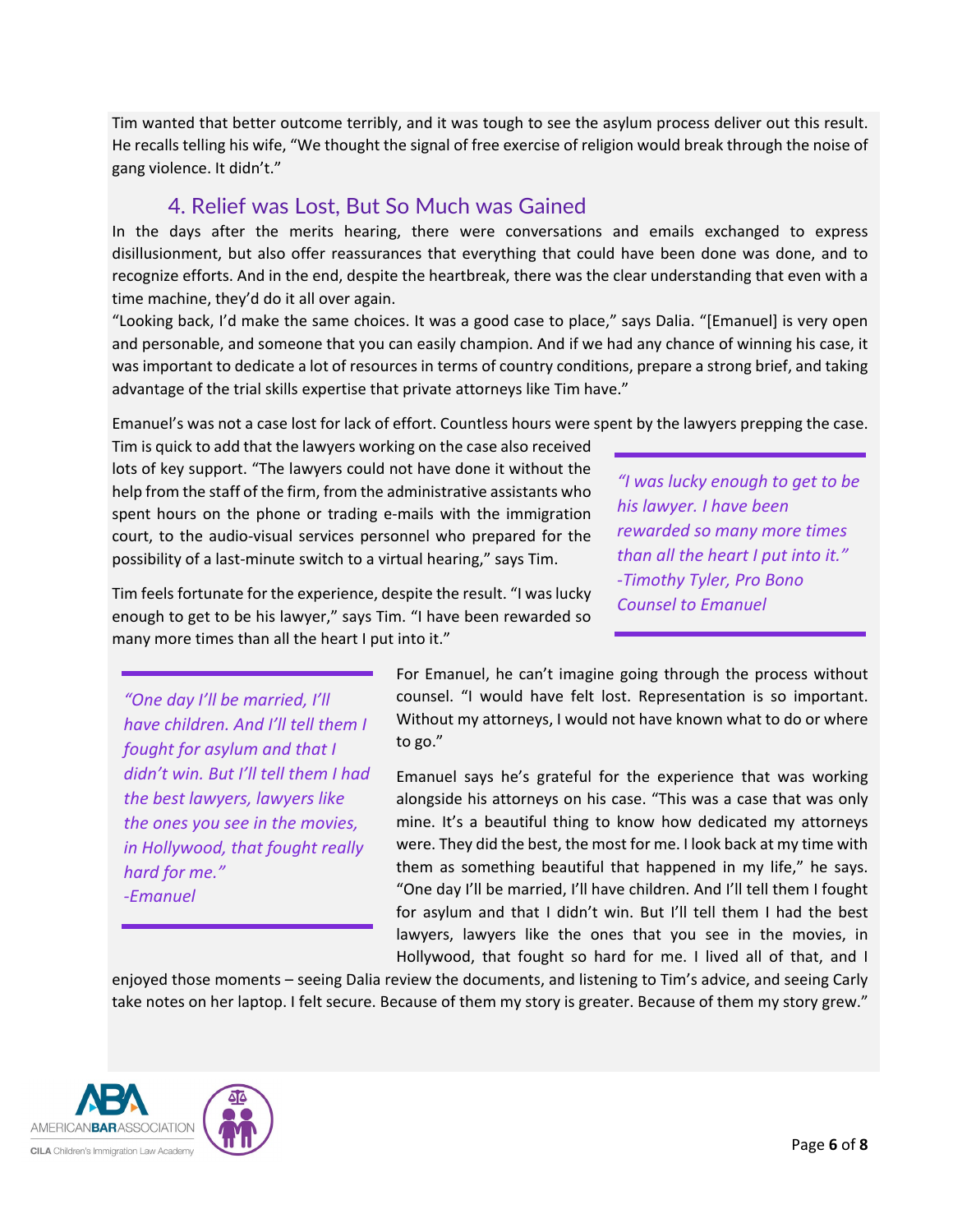Tim wanted that better outcome terribly, and it was tough to see the asylum process deliver out this result. He recalls telling his wife, "We thought the signal of free exercise of religion would break through the noise of gang violence. It didn't."

## 4. Relief was Lost, But So Much was Gained

In the days after the merits hearing, there were conversations and emails exchanged to express disillusionment, but also offer reassurances that everything that could have been done was done, and to recognize efforts. And in the end, despite the heartbreak, there was the clear understanding that even with a time machine, they'd do it all over again.

"Looking back, I'd make the same choices. It was a good case to place," says Dalia. "[Emanuel] is very open and personable, and someone that you can easily champion. And if we had any chance of winning his case, it was important to dedicate a lot of resources in terms of country conditions, prepare a strong brief, and taking advantage of the trial skills expertise that private attorneys like Tim have."

Emanuel's was not a case lost for lack of effort. Countless hours were spent by the lawyers prepping the case. Tim is quick to add that the lawyers working on the case also received lots of key support. "The lawyers could not have done it without the help from the staff of the firm, from the administrative assistants who spent hours on the phone or trading e-mails with the immigration court, to the audio-visual services personnel who prepared for the possibility of a last-minute switch to a virtual hearing," says Tim.

> *"I was lucky enough to get to be his lawyer. I have been rewarded so many more times than all the heart I put into it."*
> *-Timothy Tyler, Pro Bono Counsel to Emanuel*

Tim feels fortunate for the experience, despite the result. "I was lucky enough to get to be his lawyer," says Tim. "I have been rewarded so many more times than all the heart I put into it."

> *"One day I'll be married, I'll have children. And I'll tell them I fought for asylum and that I didn't win. But I'll tell them I had the best lawyers, lawyers like the ones you see in the movies, in Hollywood, that fought really hard for me."*
> *-Emanuel*

For Emanuel, he can't imagine going through the process without counsel. "I would have felt lost. Representation is so important. Without my attorneys, I would not have known what to do or where to go."

Emanuel says he's grateful for the experience that was working alongside his attorneys on his case. "This was a case that was only mine. It's a beautiful thing to know how dedicated my attorneys were. They did the best, the most for me. I look back at my time with them as something beautiful that happened in my life," he says. "One day I'll be married, I'll have children. And I'll tell them I fought for asylum and that I didn't win. But I'll tell them I had the best lawyers, lawyers like the ones that you see in the movies, in Hollywood, that fought so hard for me. I lived all of that, and I enjoyed those moments – seeing Dalia review the documents, and listening to Tim's advice, and seeing Carly take notes on her laptop. I felt secure. Because of them my story is greater. Because of them my story grew."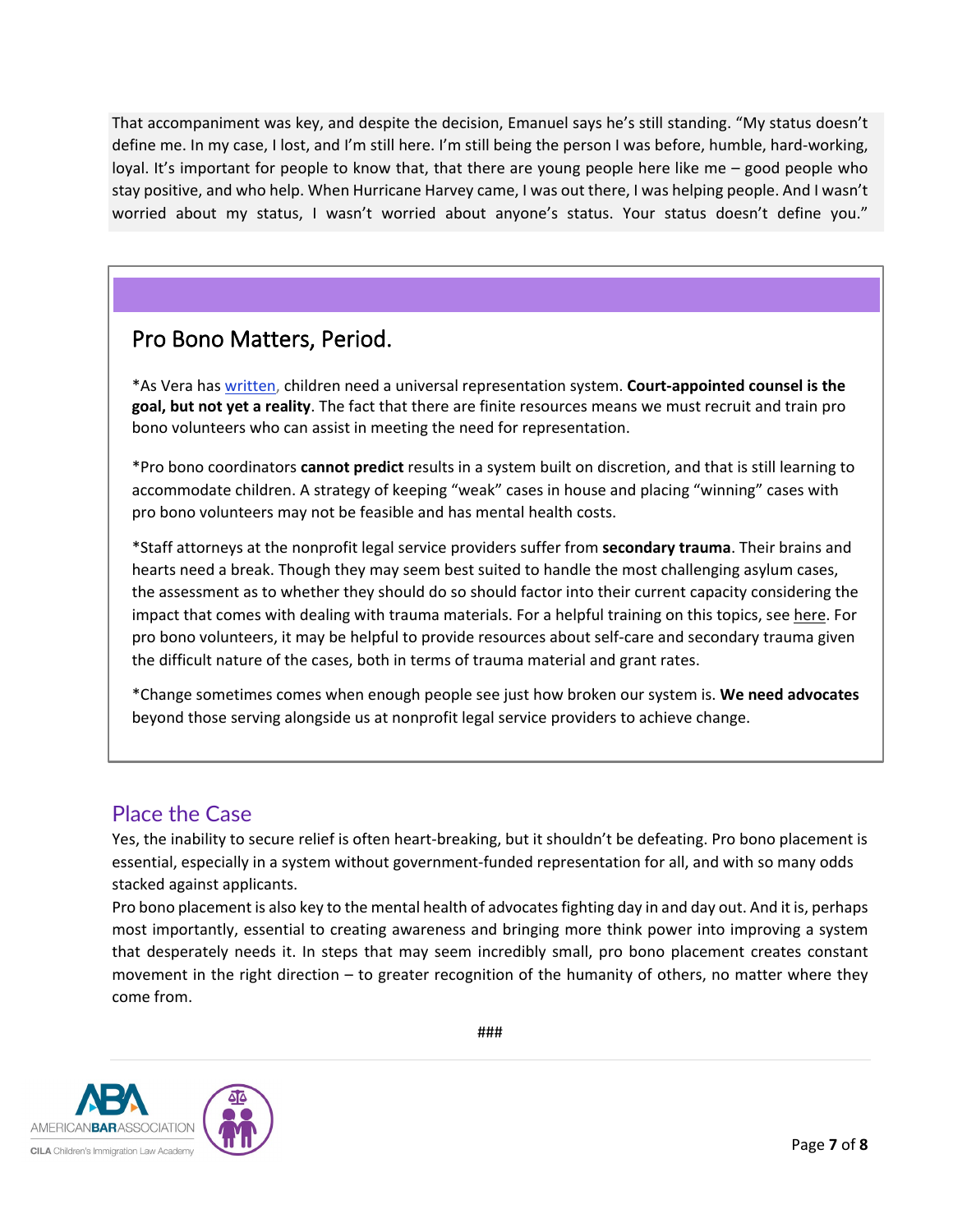That accompaniment was key, and despite the decision, Emanuel says he's still standing. "My status doesn't define me. In my case, I lost, and I'm still here. I'm still being the person I was before, humble, hard-working, loyal. It's important for people to know that, that there are young people here like me – good people who stay positive, and who help. When Hurricane Harvey came, I was out there, I was helping people. And I wasn't worried about my status, I wasn't worried about anyone's status. Your status doesn't define you."

## Pro Bono Matters, Period.

*As Vera has written, children need a universal representation system. **Court-appointed counsel is the goal, but not yet a reality**. The fact that there are finite resources means we must recruit and train pro bono volunteers who can assist in meeting the need for representation.

*Pro bono coordinators **cannot predict** results in a system built on discretion, and that is still learning to accommodate children. A strategy of keeping "weak" cases in house and placing "winning" cases with pro bono volunteers may not be feasible and has mental health costs.

*Staff attorneys at the nonprofit legal service providers suffer from **secondary trauma**. Their brains and hearts need a break. Though they may seem best suited to handle the most challenging asylum cases, the assessment as to whether they should do so should factor into their current capacity considering the impact that comes with dealing with trauma materials. For a helpful training on this topics, see here. For pro bono volunteers, it may be helpful to provide resources about self-care and secondary trauma given the difficult nature of the cases, both in terms of trauma material and grant rates.

*Change sometimes comes when enough people see just how broken our system is. **We need advocates** beyond those serving alongside us at nonprofit legal service providers to achieve change.

## Place the Case

Yes, the inability to secure relief is often heart-breaking, but it shouldn't be defeating. Pro bono placement is essential, especially in a system without government-funded representation for all, and with so many odds stacked against applicants.

Pro bono placement is also key to the mental health of advocates fighting day in and day out. And it is, perhaps most importantly, essential to creating awareness and bringing more think power into improving a system that desperately needs it. In steps that may seem incredibly small, pro bono placement creates constant movement in the right direction – to greater recognition of the humanity of others, no matter where they come from.

###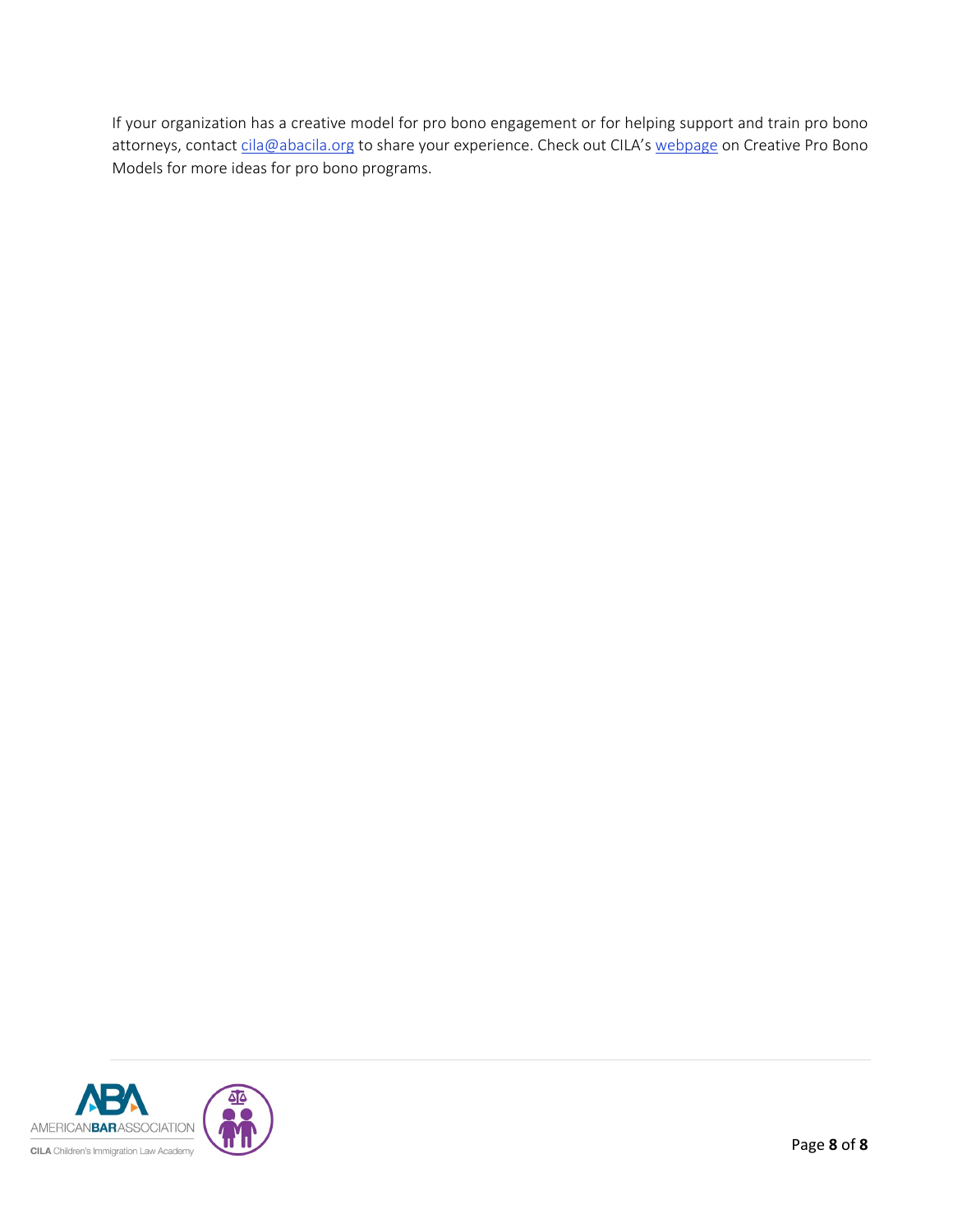If your organization has a creative model for pro bono engagement or for helping support and train pro bono attorneys, contact cila@abacila.org to share your experience. Check out CILA's webpage on Creative Pro Bono Models for more ideas for pro bono programs.